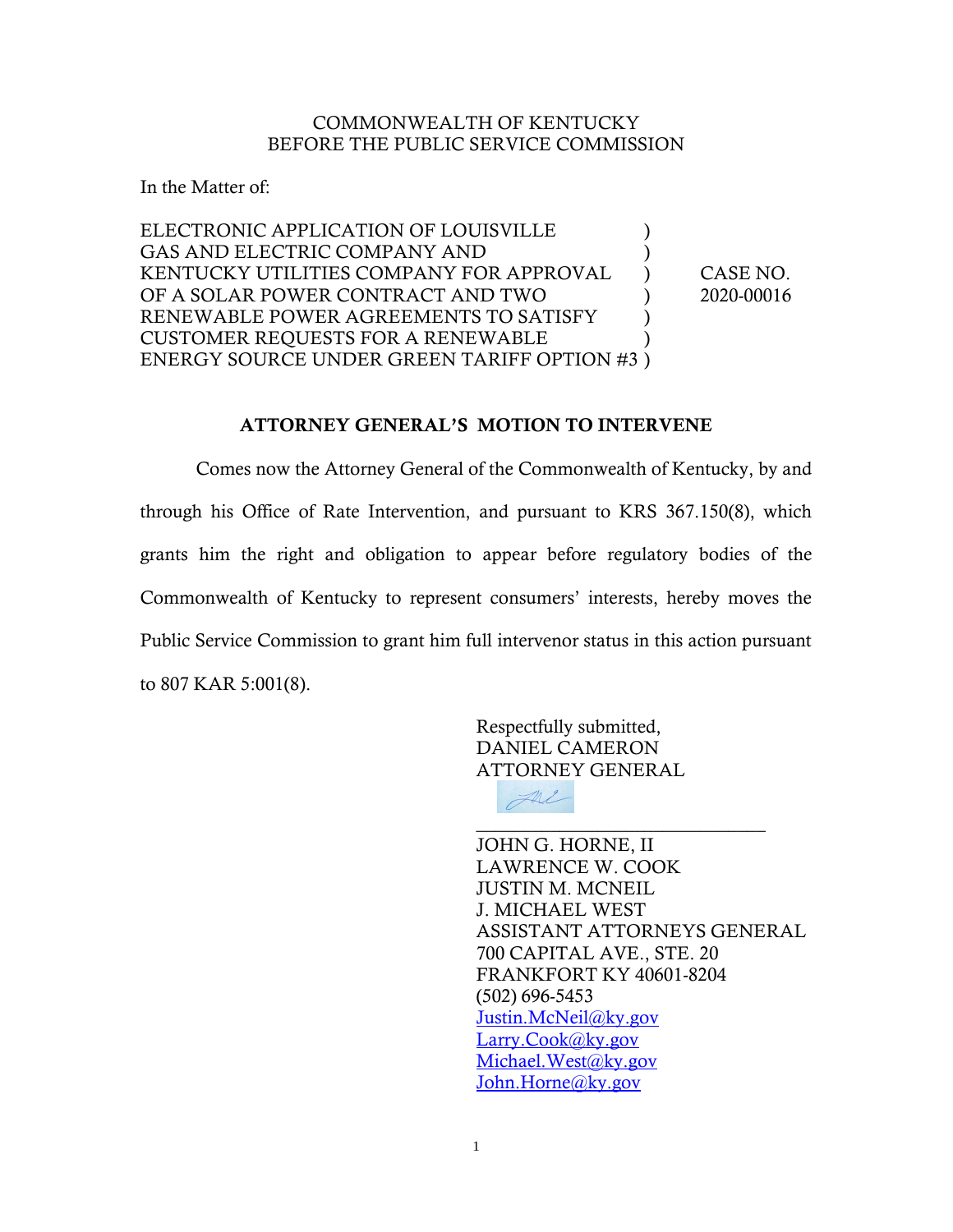COMMONWEALTH OF KENTUCKY
BEFORE THE PUBLIC SERVICE COMMISSION

In the Matter of:

| | | |
|---|---|---|
| ELECTRONIC APPLICATION OF LOUISVILLE GAS AND ELECTRIC COMPANY AND KENTUCKY UTILITIES COMPANY FOR APPROVAL OF A SOLAR POWER CONTRACT AND TWO RENEWABLE POWER AGREEMENTS TO SATISFY CUSTOMER REQUESTS FOR A RENEWABLE ENERGY SOURCE UNDER GREEN TARIFF OPTION #3 | ) | CASE NO. 2020-00016 |

## ATTORNEY GENERAL'S MOTION TO INTERVENE

Comes now the Attorney General of the Commonwealth of Kentucky, by and through his Office of Rate Intervention, and pursuant to KRS 367.150(8), which grants him the right and obligation to appear before regulatory bodies of the Commonwealth of Kentucky to represent consumers' interests, hereby moves the Public Service Commission to grant him full intervenor status in this action pursuant to 807 KAR 5:001(8).

Respectfully submitted,
DANIEL CAMERON
ATTORNEY GENERAL

\_\_\_\_\_\_\_\_\_\_\_\_\_\_\_\_\_\_\_\_\_\_\_\_\_\_\_\_\_\_
JOHN G. HORNE, II
LAWRENCE W. COOK
JUSTIN M. MCNEIL
J. MICHAEL WEST
ASSISTANT ATTORNEYS GENERAL
700 CAPITAL AVE., STE. 20
FRANKFORT KY 40601-8204
(502) 696-5453
Justin.McNeil@ky.gov
Larry.Cook@ky.gov
Michael.West@ky.gov
John.Horne@ky.gov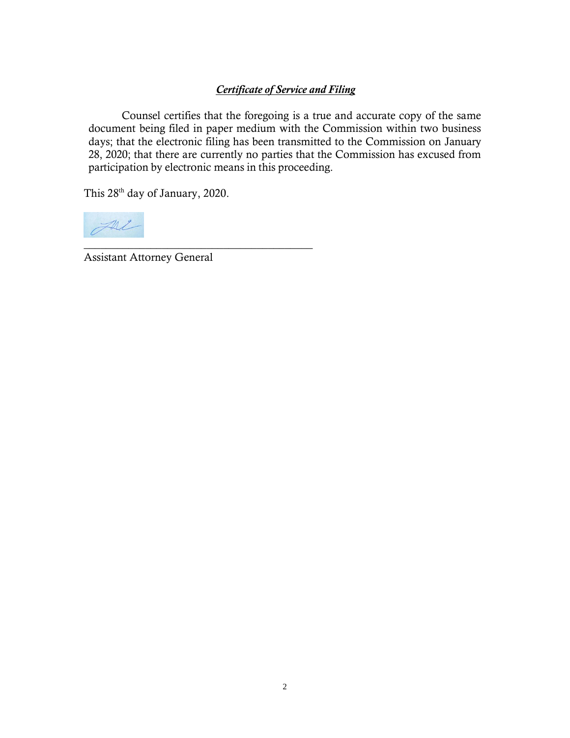***Certificate of Service and Filing***

Counsel certifies that the foregoing is a true and accurate copy of the same document being filed in paper medium with the Commission within two business days; that the electronic filing has been transmitted to the Commission on January 28, 2020; that there are currently no parties that the Commission has excused from participation by electronic means in this proceeding.

This 28th day of January, 2020.

\_\_\_\_\_\_\_\_\_\_\_\_\_\_\_\_\_\_\_\_\_\_\_\_\_\_\_\_\_\_\_\_\_\_\_\_\_\_\_\_
Assistant Attorney General